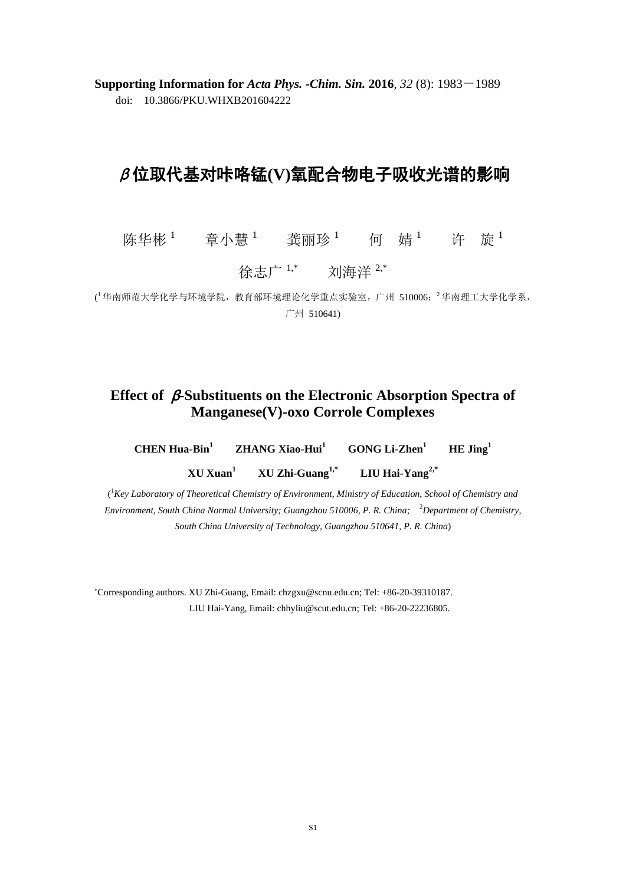**Supporting Information for *Acta Phys. -Chim. Sin.* 2016**, *32* (8): 1983－1989

doi: 10.3866/PKU.WHXB201604222

# *β* 位取代基对咔咯锰(V)氧配合物电子吸收光谱的影响

陈华彬[1]　章小慧[1]　龚丽珍[1]　何　婧[1]　许　旋[1]

徐志广[1,*]　刘海洋[2,*]

([1]华南师范大学化学与环境学院，教育部环境理论化学重点实验室，广州 510006；[2]华南理工大学化学系，广州 510641)

# Effect of *β*-Substituents on the Electronic Absorption Spectra of Manganese(V)-oxo Corrole Complexes

**CHEN Hua-Bin[1]　ZHANG Xiao-Hui[1]　GONG Li-Zhen[1]　HE Jing[1]**

**XU Xuan[1]　XU Zhi-Guang[1,*]　LIU Hai-Yang[2,*]**

([1]*Key Laboratory of Theoretical Chemistry of Environment, Ministry of Education, School of Chemistry and Environment, South China Normal University; Guangzhou 510006, P. R. China;* [2]*Department of Chemistry, South China University of Technology, Guangzhou 510641, P. R. China*)

*Corresponding authors. XU Zhi-Guang, Email: chzgxu@scnu.edu.cn; Tel: +86-20-39310187.
LIU Hai-Yang, Email: chhyliu@scut.edu.cn; Tel: +86-20-22236805.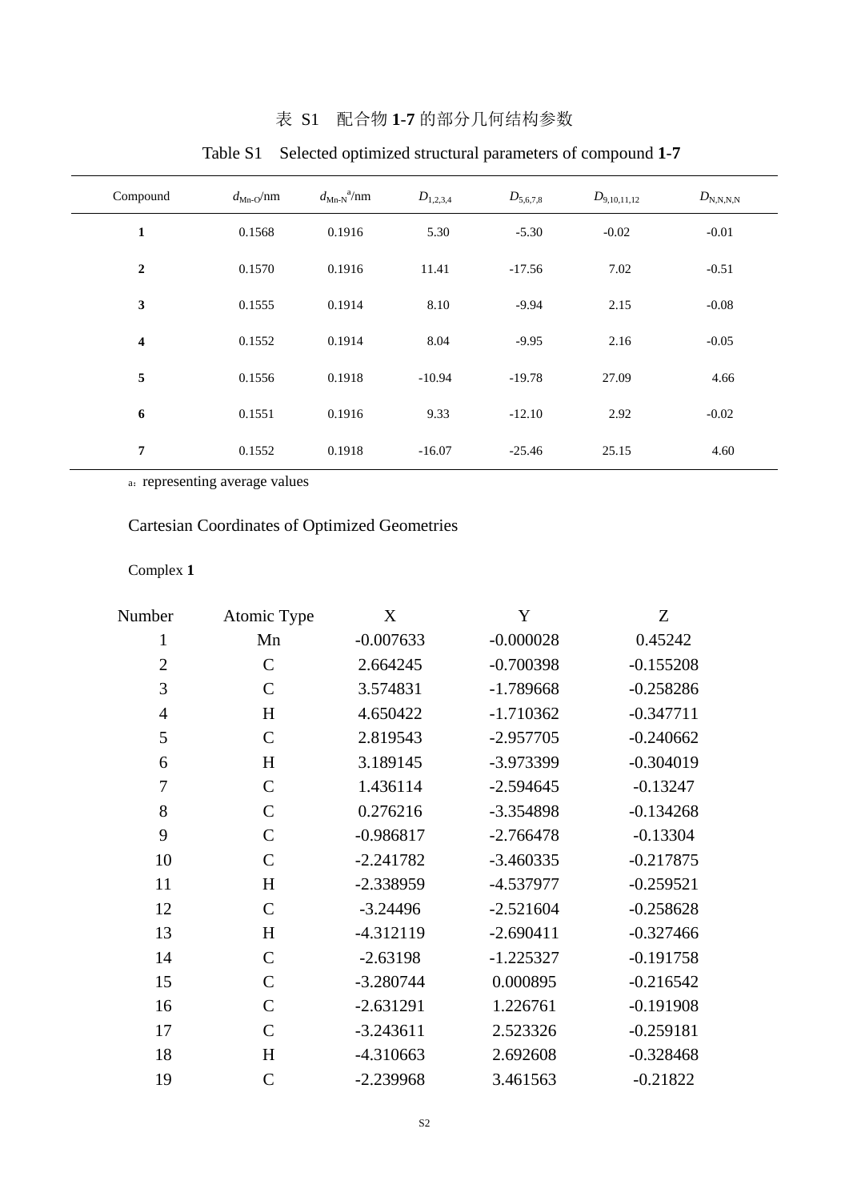表 S1 配合物 **1-7** 的部分几何结构参数

Table S1 Selected optimized structural parameters of compound **1-7**

| Compound | $d_{Mn\text{-}O}$/nm | $d_{Mn\text{-}N}{}^{a}$/nm | $D_{1,2,3,4}$ | $D_{5,6,7,8}$ | $D_{9,10,11,12}$ | $D_{N,N,N,N}$ |
|---|---|---|---|---|---|---|
| **1** | 0.1568 | 0.1916 | 5.30 | -5.30 | -0.02 | -0.01 |
| **2** | 0.1570 | 0.1916 | 11.41 | -17.56 | 7.02 | -0.51 |
| **3** | 0.1555 | 0.1914 | 8.10 | -9.94 | 2.15 | -0.08 |
| **4** | 0.1552 | 0.1914 | 8.04 | -9.95 | 2.16 | -0.05 |
| **5** | 0.1556 | 0.1918 | -10.94 | -19.78 | 27.09 | 4.66 |
| **6** | 0.1551 | 0.1916 | 9.33 | -12.10 | 2.92 | -0.02 |
| **7** | 0.1552 | 0.1918 | -16.07 | -25.46 | 25.15 | 4.60 |

a: representing average values

Cartesian Coordinates of Optimized Geometries

Complex **1**

| Number | Atomic Type | X | Y | Z |
|---|---|---|---|---|
| 1 | Mn | -0.007633 | -0.000028 | 0.45242 |
| 2 | C | 2.664245 | -0.700398 | -0.155208 |
| 3 | C | 3.574831 | -1.789668 | -0.258286 |
| 4 | H | 4.650422 | -1.710362 | -0.347711 |
| 5 | C | 2.819543 | -2.957705 | -0.240662 |
| 6 | H | 3.189145 | -3.973399 | -0.304019 |
| 7 | C | 1.436114 | -2.594645 | -0.13247 |
| 8 | C | 0.276216 | -3.354898 | -0.134268 |
| 9 | C | -0.986817 | -2.766478 | -0.13304 |
| 10 | C | -2.241782 | -3.460335 | -0.217875 |
| 11 | H | -2.338959 | -4.537977 | -0.259521 |
| 12 | C | -3.24496 | -2.521604 | -0.258628 |
| 13 | H | -4.312119 | -2.690411 | -0.327466 |
| 14 | C | -2.63198 | -1.225327 | -0.191758 |
| 15 | C | -3.280744 | 0.000895 | -0.216542 |
| 16 | C | -2.631291 | 1.226761 | -0.191908 |
| 17 | C | -3.243611 | 2.523326 | -0.259181 |
| 18 | H | -4.310663 | 2.692608 | -0.328468 |
| 19 | C | -2.239968 | 3.461563 | -0.21822 |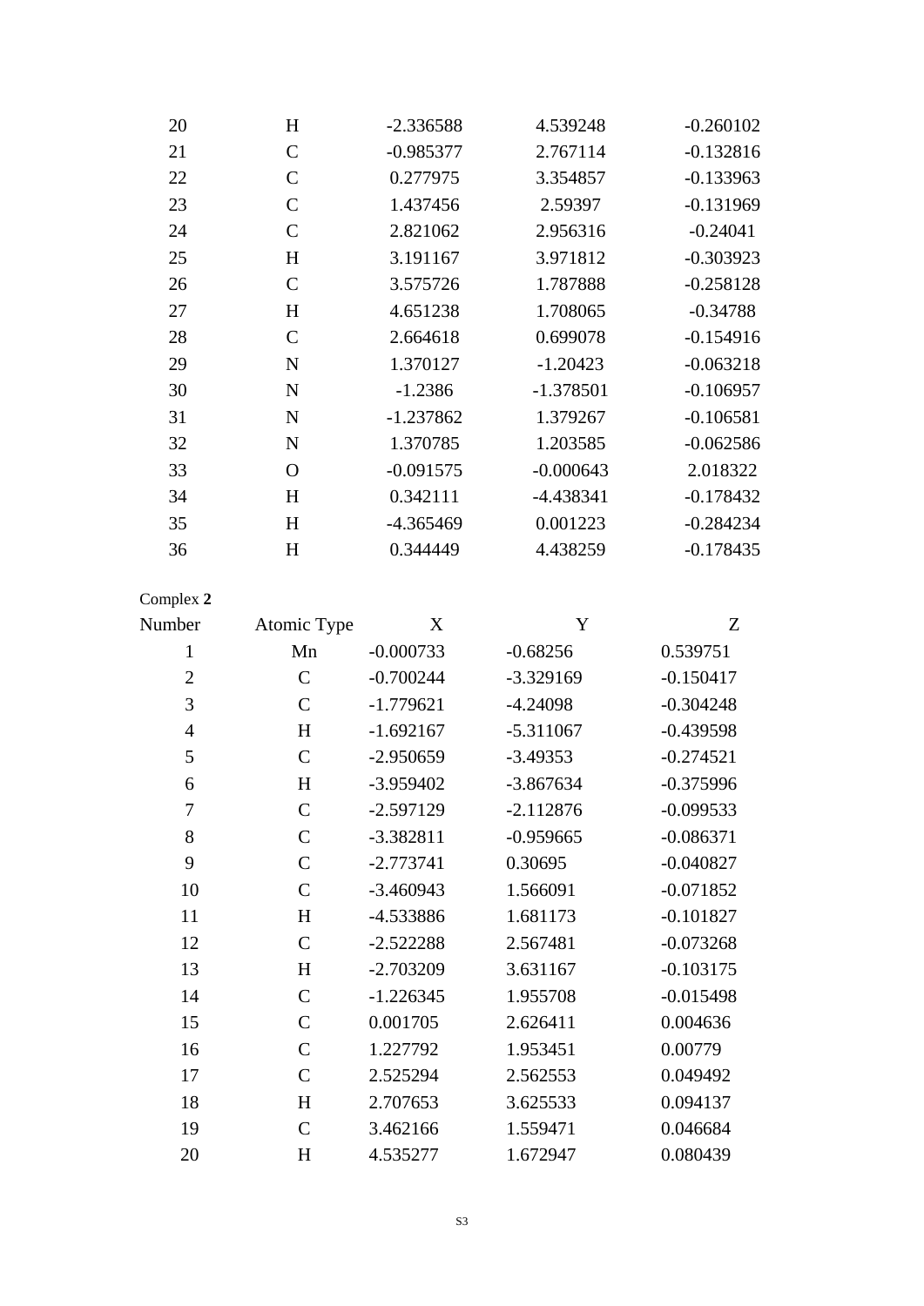| 20 | H | -2.336588 | 4.539248 | -0.260102 |
|---|---|---|---|---|
| 21 | C | -0.985377 | 2.767114 | -0.132816 |
| 22 | C | 0.277975 | 3.354857 | -0.133963 |
| 23 | C | 1.437456 | 2.59397 | -0.131969 |
| 24 | C | 2.821062 | 2.956316 | -0.24041 |
| 25 | H | 3.191167 | 3.971812 | -0.303923 |
| 26 | C | 3.575726 | 1.787888 | -0.258128 |
| 27 | H | 4.651238 | 1.708065 | -0.34788 |
| 28 | C | 2.664618 | 0.699078 | -0.154916 |
| 29 | N | 1.370127 | -1.20423 | -0.063218 |
| 30 | N | -1.2386 | -1.378501 | -0.106957 |
| 31 | N | -1.237862 | 1.379267 | -0.106581 |
| 32 | N | 1.370785 | 1.203585 | -0.062586 |
| 33 | O | -0.091575 | -0.000643 | 2.018322 |
| 34 | H | 0.342111 | -4.438341 | -0.178432 |
| 35 | H | -4.365469 | 0.001223 | -0.284234 |
| 36 | H | 0.344449 | 4.438259 | -0.178435 |

Complex **2**

| Number | Atomic Type | X | Y | Z |
|---|---|---|---|---|
| 1 | Mn | -0.000733 | -0.68256 | 0.539751 |
| 2 | C | -0.700244 | -3.329169 | -0.150417 |
| 3 | C | -1.779621 | -4.24098 | -0.304248 |
| 4 | H | -1.692167 | -5.311067 | -0.439598 |
| 5 | C | -2.950659 | -3.49353 | -0.274521 |
| 6 | H | -3.959402 | -3.867634 | -0.375996 |
| 7 | C | -2.597129 | -2.112876 | -0.099533 |
| 8 | C | -3.382811 | -0.959665 | -0.086371 |
| 9 | C | -2.773741 | 0.30695 | -0.040827 |
| 10 | C | -3.460943 | 1.566091 | -0.071852 |
| 11 | H | -4.533886 | 1.681173 | -0.101827 |
| 12 | C | -2.522288 | 2.567481 | -0.073268 |
| 13 | H | -2.703209 | 3.631167 | -0.103175 |
| 14 | C | -1.226345 | 1.955708 | -0.015498 |
| 15 | C | 0.001705 | 2.626411 | 0.004636 |
| 16 | C | 1.227792 | 1.953451 | 0.00779 |
| 17 | C | 2.525294 | 2.562553 | 0.049492 |
| 18 | H | 2.707653 | 3.625533 | 0.094137 |
| 19 | C | 3.462166 | 1.559471 | 0.046684 |
| 20 | H | 4.535277 | 1.672947 | 0.080439 |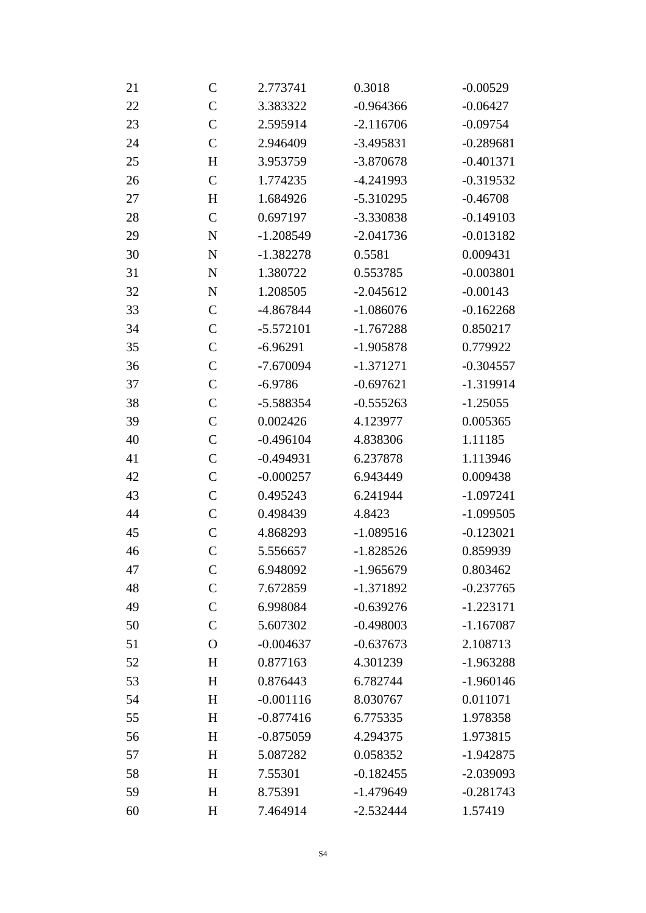| | | | | |
|---|---|---|---|---|
| 21 | C | 2.773741 | 0.3018 | -0.00529 |
| 22 | C | 3.383322 | -0.964366 | -0.06427 |
| 23 | C | 2.595914 | -2.116706 | -0.09754 |
| 24 | C | 2.946409 | -3.495831 | -0.289681 |
| 25 | H | 3.953759 | -3.870678 | -0.401371 |
| 26 | C | 1.774235 | -4.241993 | -0.319532 |
| 27 | H | 1.684926 | -5.310295 | -0.46708 |
| 28 | C | 0.697197 | -3.330838 | -0.149103 |
| 29 | N | -1.208549 | -2.041736 | -0.013182 |
| 30 | N | -1.382278 | 0.5581 | 0.009431 |
| 31 | N | 1.380722 | 0.553785 | -0.003801 |
| 32 | N | 1.208505 | -2.045612 | -0.00143 |
| 33 | C | -4.867844 | -1.086076 | -0.162268 |
| 34 | C | -5.572101 | -1.767288 | 0.850217 |
| 35 | C | -6.96291 | -1.905878 | 0.779922 |
| 36 | C | -7.670094 | -1.371271 | -0.304557 |
| 37 | C | -6.9786 | -0.697621 | -1.319914 |
| 38 | C | -5.588354 | -0.555263 | -1.25055 |
| 39 | C | 0.002426 | 4.123977 | 0.005365 |
| 40 | C | -0.496104 | 4.838306 | 1.11185 |
| 41 | C | -0.494931 | 6.237878 | 1.113946 |
| 42 | C | -0.000257 | 6.943449 | 0.009438 |
| 43 | C | 0.495243 | 6.241944 | -1.097241 |
| 44 | C | 0.498439 | 4.8423 | -1.099505 |
| 45 | C | 4.868293 | -1.089516 | -0.123021 |
| 46 | C | 5.556657 | -1.828526 | 0.859939 |
| 47 | C | 6.948092 | -1.965679 | 0.803462 |
| 48 | C | 7.672859 | -1.371892 | -0.237765 |
| 49 | C | 6.998084 | -0.639276 | -1.223171 |
| 50 | C | 5.607302 | -0.498003 | -1.167087 |
| 51 | O | -0.004637 | -0.637673 | 2.108713 |
| 52 | H | 0.877163 | 4.301239 | -1.963288 |
| 53 | H | 0.876443 | 6.782744 | -1.960146 |
| 54 | H | -0.001116 | 8.030767 | 0.011071 |
| 55 | H | -0.877416 | 6.775335 | 1.978358 |
| 56 | H | -0.875059 | 4.294375 | 1.973815 |
| 57 | H | 5.087282 | 0.058352 | -1.942875 |
| 58 | H | 7.55301 | -0.182455 | -2.039093 |
| 59 | H | 8.75391 | -1.479649 | -0.281743 |
| 60 | H | 7.464914 | -2.532444 | 1.57419 |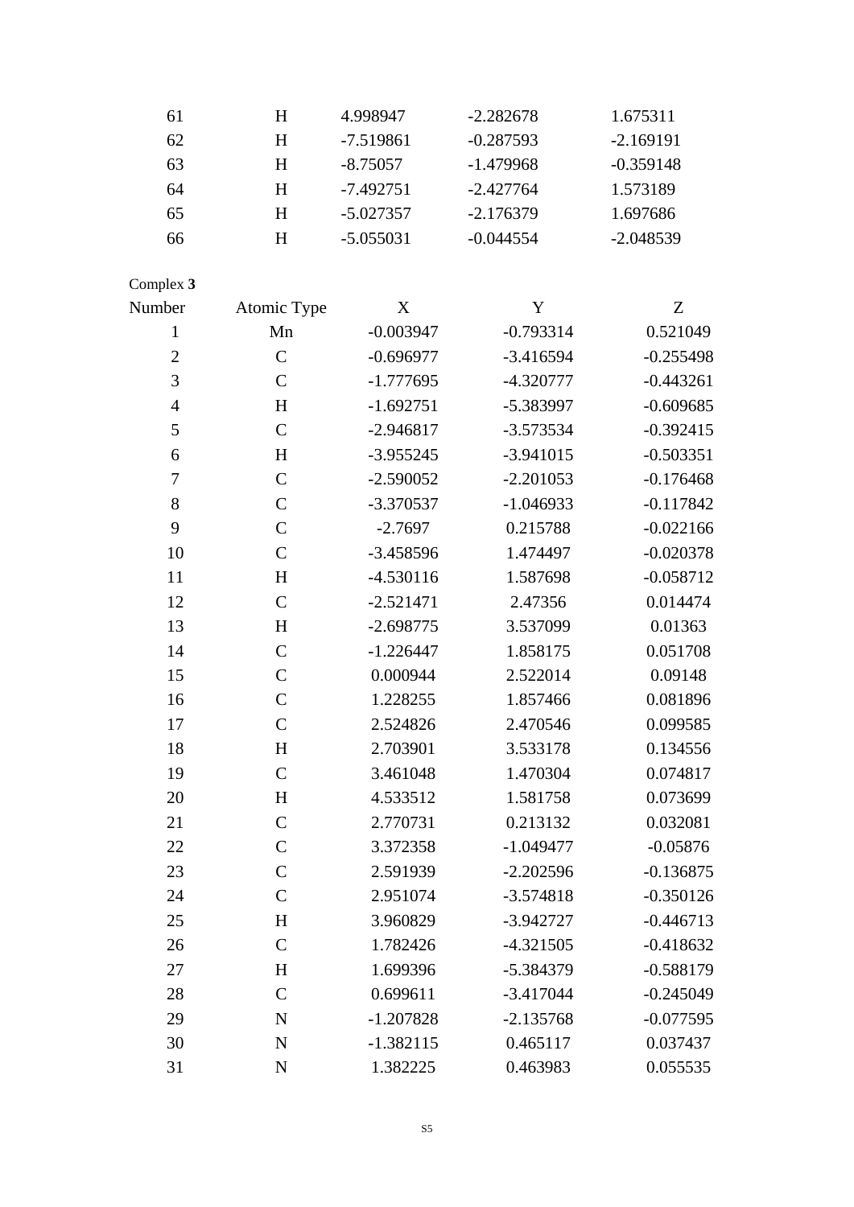| | | | | |
|---|---|---|---|---|
| 61 | H | 4.998947 | -2.282678 | 1.675311 |
| 62 | H | -7.519861 | -0.287593 | -2.169191 |
| 63 | H | -8.75057 | -1.479968 | -0.359148 |
| 64 | H | -7.492751 | -2.427764 | 1.573189 |
| 65 | H | -5.027357 | -2.176379 | 1.697686 |
| 66 | H | -5.055031 | -0.044554 | -2.048539 |

Complex **3**

| Number | Atomic Type | X | Y | Z |
|---|---|---|---|---|
| 1 | Mn | -0.003947 | -0.793314 | 0.521049 |
| 2 | C | -0.696977 | -3.416594 | -0.255498 |
| 3 | C | -1.777695 | -4.320777 | -0.443261 |
| 4 | H | -1.692751 | -5.383997 | -0.609685 |
| 5 | C | -2.946817 | -3.573534 | -0.392415 |
| 6 | H | -3.955245 | -3.941015 | -0.503351 |
| 7 | C | -2.590052 | -2.201053 | -0.176468 |
| 8 | C | -3.370537 | -1.046933 | -0.117842 |
| 9 | C | -2.7697 | 0.215788 | -0.022166 |
| 10 | C | -3.458596 | 1.474497 | -0.020378 |
| 11 | H | -4.530116 | 1.587698 | -0.058712 |
| 12 | C | -2.521471 | 2.47356 | 0.014474 |
| 13 | H | -2.698775 | 3.537099 | 0.01363 |
| 14 | C | -1.226447 | 1.858175 | 0.051708 |
| 15 | C | 0.000944 | 2.522014 | 0.09148 |
| 16 | C | 1.228255 | 1.857466 | 0.081896 |
| 17 | C | 2.524826 | 2.470546 | 0.099585 |
| 18 | H | 2.703901 | 3.533178 | 0.134556 |
| 19 | C | 3.461048 | 1.470304 | 0.074817 |
| 20 | H | 4.533512 | 1.581758 | 0.073699 |
| 21 | C | 2.770731 | 0.213132 | 0.032081 |
| 22 | C | 3.372358 | -1.049477 | -0.05876 |
| 23 | C | 2.591939 | -2.202596 | -0.136875 |
| 24 | C | 2.951074 | -3.574818 | -0.350126 |
| 25 | H | 3.960829 | -3.942727 | -0.446713 |
| 26 | C | 1.782426 | -4.321505 | -0.418632 |
| 27 | H | 1.699396 | -5.384379 | -0.588179 |
| 28 | C | 0.699611 | -3.417044 | -0.245049 |
| 29 | N | -1.207828 | -2.135768 | -0.077595 |
| 30 | N | -1.382115 | 0.465117 | 0.037437 |
| 31 | N | 1.382225 | 0.463983 | 0.055535 |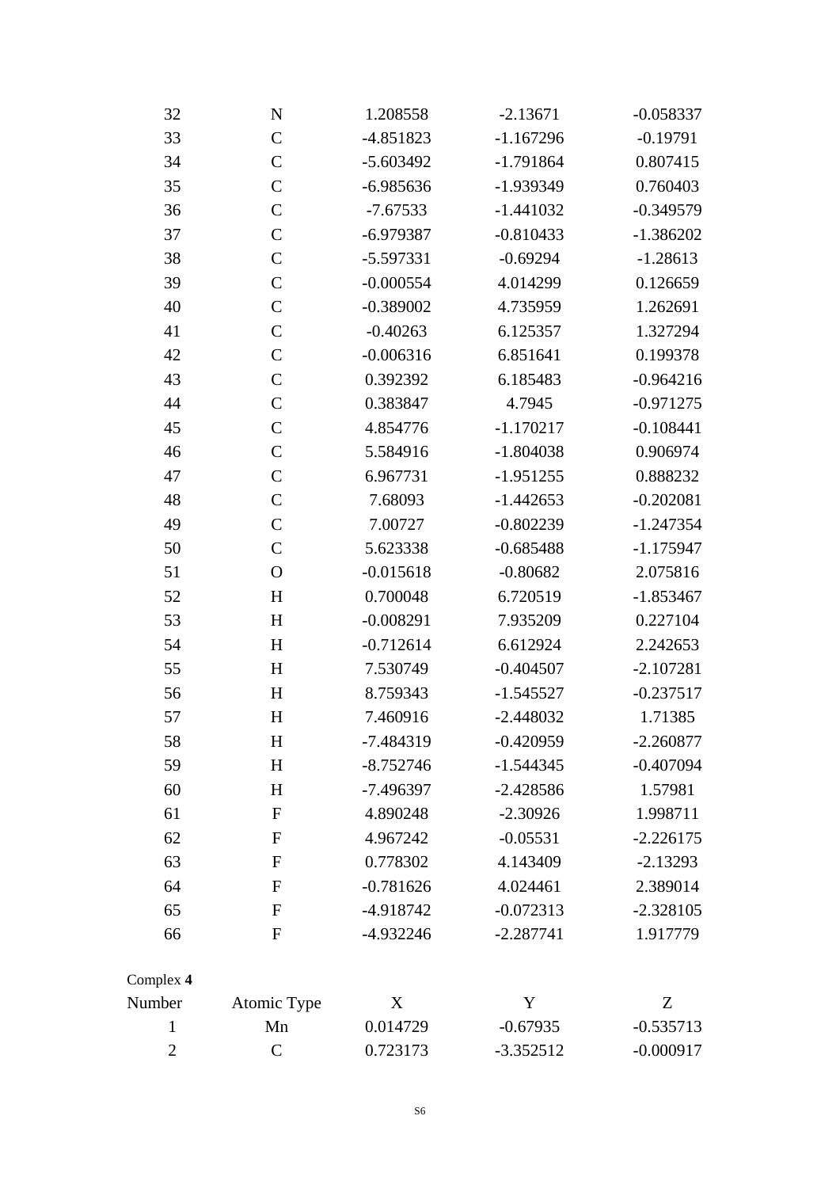| 32 | N | 1.208558 | -2.13671 | -0.058337 |
|---|---|---|---|---|
| 33 | C | -4.851823 | -1.167296 | -0.19791 |
| 34 | C | -5.603492 | -1.791864 | 0.807415 |
| 35 | C | -6.985636 | -1.939349 | 0.760403 |
| 36 | C | -7.67533 | -1.441032 | -0.349579 |
| 37 | C | -6.979387 | -0.810433 | -1.386202 |
| 38 | C | -5.597331 | -0.69294 | -1.28613 |
| 39 | C | -0.000554 | 4.014299 | 0.126659 |
| 40 | C | -0.389002 | 4.735959 | 1.262691 |
| 41 | C | -0.40263 | 6.125357 | 1.327294 |
| 42 | C | -0.006316 | 6.851641 | 0.199378 |
| 43 | C | 0.392392 | 6.185483 | -0.964216 |
| 44 | C | 0.383847 | 4.7945 | -0.971275 |
| 45 | C | 4.854776 | -1.170217 | -0.108441 |
| 46 | C | 5.584916 | -1.804038 | 0.906974 |
| 47 | C | 6.967731 | -1.951255 | 0.888232 |
| 48 | C | 7.68093 | -1.442653 | -0.202081 |
| 49 | C | 7.00727 | -0.802239 | -1.247354 |
| 50 | C | 5.623338 | -0.685488 | -1.175947 |
| 51 | O | -0.015618 | -0.80682 | 2.075816 |
| 52 | H | 0.700048 | 6.720519 | -1.853467 |
| 53 | H | -0.008291 | 7.935209 | 0.227104 |
| 54 | H | -0.712614 | 6.612924 | 2.242653 |
| 55 | H | 7.530749 | -0.404507 | -2.107281 |
| 56 | H | 8.759343 | -1.545527 | -0.237517 |
| 57 | H | 7.460916 | -2.448032 | 1.71385 |
| 58 | H | -7.484319 | -0.420959 | -2.260877 |
| 59 | H | -8.752746 | -1.544345 | -0.407094 |
| 60 | H | -7.496397 | -2.428586 | 1.57981 |
| 61 | F | 4.890248 | -2.30926 | 1.998711 |
| 62 | F | 4.967242 | -0.05531 | -2.226175 |
| 63 | F | 0.778302 | 4.143409 | -2.13293 |
| 64 | F | -0.781626 | 4.024461 | 2.389014 |
| 65 | F | -4.918742 | -0.072313 | -2.328105 |
| 66 | F | -4.932246 | -2.287741 | 1.917779 |

Complex **4**

| Number | Atomic Type | X | Y | Z |
|---|---|---|---|---|
| 1 | Mn | 0.014729 | -0.67935 | -0.535713 |
| 2 | C | 0.723173 | -3.352512 | -0.000917 |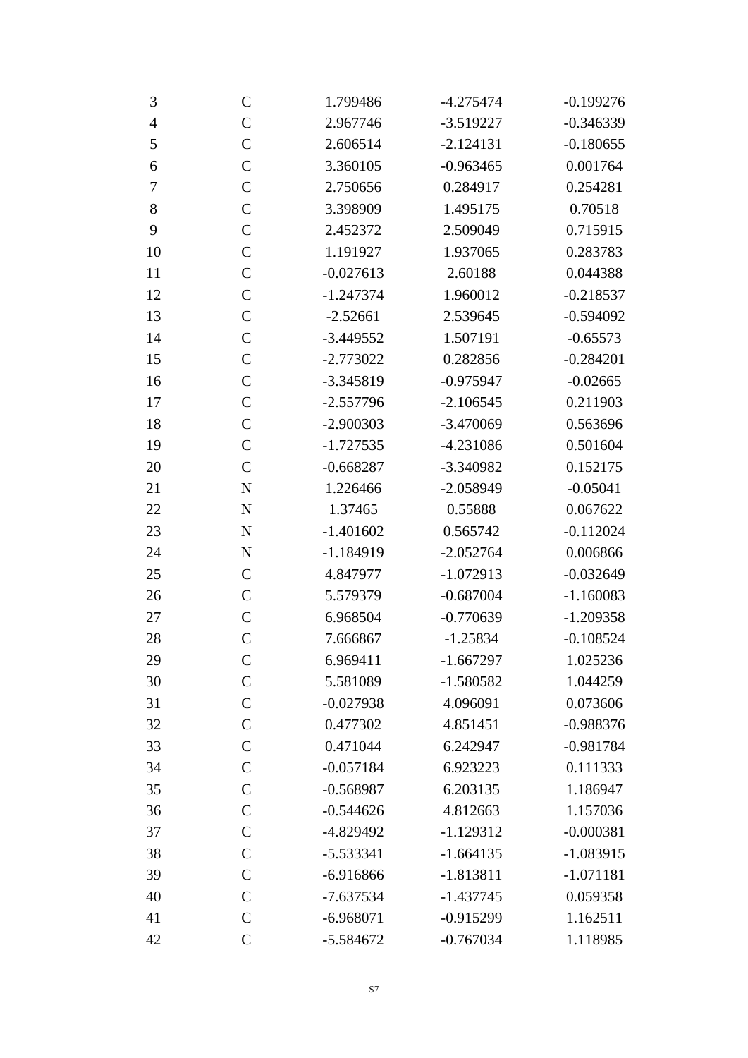| | | | | |
|---|---|---|---|---|
| 3 | C | 1.799486 | -4.275474 | -0.199276 |
| 4 | C | 2.967746 | -3.519227 | -0.346339 |
| 5 | C | 2.606514 | -2.124131 | -0.180655 |
| 6 | C | 3.360105 | -0.963465 | 0.001764 |
| 7 | C | 2.750656 | 0.284917 | 0.254281 |
| 8 | C | 3.398909 | 1.495175 | 0.70518 |
| 9 | C | 2.452372 | 2.509049 | 0.715915 |
| 10 | C | 1.191927 | 1.937065 | 0.283783 |
| 11 | C | -0.027613 | 2.60188 | 0.044388 |
| 12 | C | -1.247374 | 1.960012 | -0.218537 |
| 13 | C | -2.52661 | 2.539645 | -0.594092 |
| 14 | C | -3.449552 | 1.507191 | -0.65573 |
| 15 | C | -2.773022 | 0.282856 | -0.284201 |
| 16 | C | -3.345819 | -0.975947 | -0.02665 |
| 17 | C | -2.557796 | -2.106545 | 0.211903 |
| 18 | C | -2.900303 | -3.470069 | 0.563696 |
| 19 | C | -1.727535 | -4.231086 | 0.501604 |
| 20 | C | -0.668287 | -3.340982 | 0.152175 |
| 21 | N | 1.226466 | -2.058949 | -0.05041 |
| 22 | N | 1.37465 | 0.55888 | 0.067622 |
| 23 | N | -1.401602 | 0.565742 | -0.112024 |
| 24 | N | -1.184919 | -2.052764 | 0.006866 |
| 25 | C | 4.847977 | -1.072913 | -0.032649 |
| 26 | C | 5.579379 | -0.687004 | -1.160083 |
| 27 | C | 6.968504 | -0.770639 | -1.209358 |
| 28 | C | 7.666867 | -1.25834 | -0.108524 |
| 29 | C | 6.969411 | -1.667297 | 1.025236 |
| 30 | C | 5.581089 | -1.580582 | 1.044259 |
| 31 | C | -0.027938 | 4.096091 | 0.073606 |
| 32 | C | 0.477302 | 4.851451 | -0.988376 |
| 33 | C | 0.471044 | 6.242947 | -0.981784 |
| 34 | C | -0.057184 | 6.923223 | 0.111333 |
| 35 | C | -0.568987 | 6.203135 | 1.186947 |
| 36 | C | -0.544626 | 4.812663 | 1.157036 |
| 37 | C | -4.829492 | -1.129312 | -0.000381 |
| 38 | C | -5.533341 | -1.664135 | -1.083915 |
| 39 | C | -6.916866 | -1.813811 | -1.071181 |
| 40 | C | -7.637534 | -1.437745 | 0.059358 |
| 41 | C | -6.968071 | -0.915299 | 1.162511 |
| 42 | C | -5.584672 | -0.767034 | 1.118985 |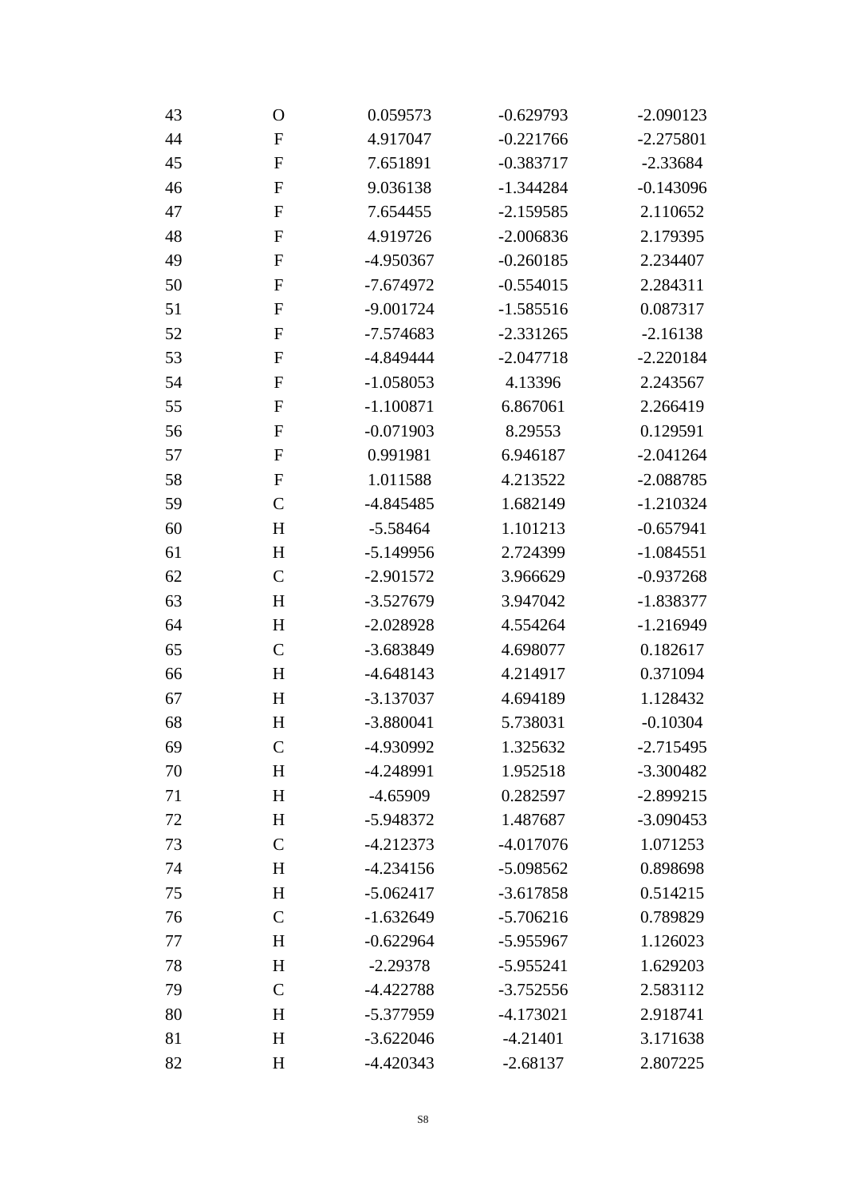| | | | | |
|---|---|---|---|---|
| 43 | O | 0.059573 | -0.629793 | -2.090123 |
| 44 | F | 4.917047 | -0.221766 | -2.275801 |
| 45 | F | 7.651891 | -0.383717 | -2.33684 |
| 46 | F | 9.036138 | -1.344284 | -0.143096 |
| 47 | F | 7.654455 | -2.159585 | 2.110652 |
| 48 | F | 4.919726 | -2.006836 | 2.179395 |
| 49 | F | -4.950367 | -0.260185 | 2.234407 |
| 50 | F | -7.674972 | -0.554015 | 2.284311 |
| 51 | F | -9.001724 | -1.585516 | 0.087317 |
| 52 | F | -7.574683 | -2.331265 | -2.16138 |
| 53 | F | -4.849444 | -2.047718 | -2.220184 |
| 54 | F | -1.058053 | 4.13396 | 2.243567 |
| 55 | F | -1.100871 | 6.867061 | 2.266419 |
| 56 | F | -0.071903 | 8.29553 | 0.129591 |
| 57 | F | 0.991981 | 6.946187 | -2.041264 |
| 58 | F | 1.011588 | 4.213522 | -2.088785 |
| 59 | C | -4.845485 | 1.682149 | -1.210324 |
| 60 | H | -5.58464 | 1.101213 | -0.657941 |
| 61 | H | -5.149956 | 2.724399 | -1.084551 |
| 62 | C | -2.901572 | 3.966629 | -0.937268 |
| 63 | H | -3.527679 | 3.947042 | -1.838377 |
| 64 | H | -2.028928 | 4.554264 | -1.216949 |
| 65 | C | -3.683849 | 4.698077 | 0.182617 |
| 66 | H | -4.648143 | 4.214917 | 0.371094 |
| 67 | H | -3.137037 | 4.694189 | 1.128432 |
| 68 | H | -3.880041 | 5.738031 | -0.10304 |
| 69 | C | -4.930992 | 1.325632 | -2.715495 |
| 70 | H | -4.248991 | 1.952518 | -3.300482 |
| 71 | H | -4.65909 | 0.282597 | -2.899215 |
| 72 | H | -5.948372 | 1.487687 | -3.090453 |
| 73 | C | -4.212373 | -4.017076 | 1.071253 |
| 74 | H | -4.234156 | -5.098562 | 0.898698 |
| 75 | H | -5.062417 | -3.617858 | 0.514215 |
| 76 | C | -1.632649 | -5.706216 | 0.789829 |
| 77 | H | -0.622964 | -5.955967 | 1.126023 |
| 78 | H | -2.29378 | -5.955241 | 1.629203 |
| 79 | C | -4.422788 | -3.752556 | 2.583112 |
| 80 | H | -5.377959 | -4.173021 | 2.918741 |
| 81 | H | -3.622046 | -4.21401 | 3.171638 |
| 82 | H | -4.420343 | -2.68137 | 2.807225 |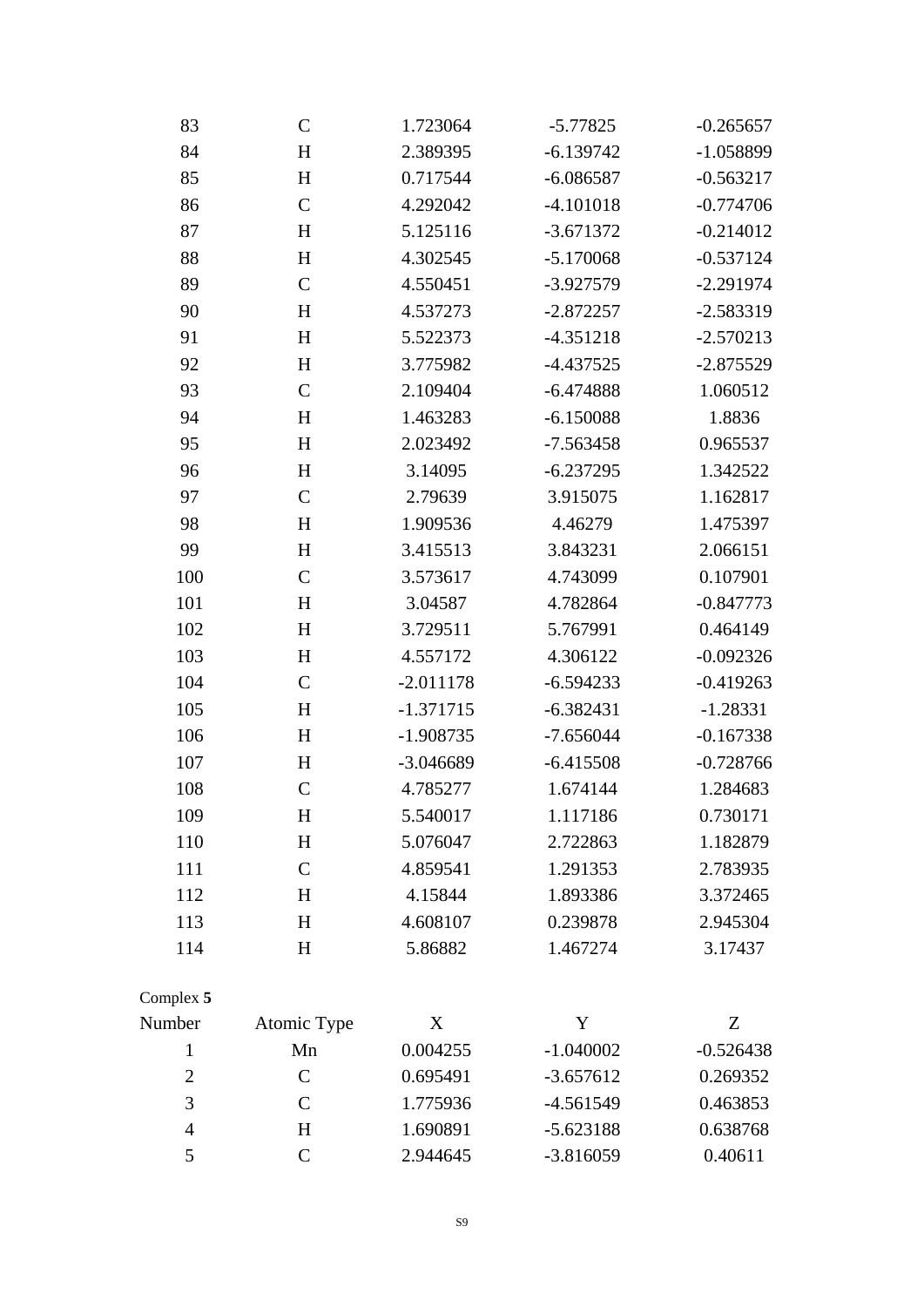| | | | | |
|---|---|---|---|---|
| 83 | C | 1.723064 | -5.77825 | -0.265657 |
| 84 | H | 2.389395 | -6.139742 | -1.058899 |
| 85 | H | 0.717544 | -6.086587 | -0.563217 |
| 86 | C | 4.292042 | -4.101018 | -0.774706 |
| 87 | H | 5.125116 | -3.671372 | -0.214012 |
| 88 | H | 4.302545 | -5.170068 | -0.537124 |
| 89 | C | 4.550451 | -3.927579 | -2.291974 |
| 90 | H | 4.537273 | -2.872257 | -2.583319 |
| 91 | H | 5.522373 | -4.351218 | -2.570213 |
| 92 | H | 3.775982 | -4.437525 | -2.875529 |
| 93 | C | 2.109404 | -6.474888 | 1.060512 |
| 94 | H | 1.463283 | -6.150088 | 1.8836 |
| 95 | H | 2.023492 | -7.563458 | 0.965537 |
| 96 | H | 3.14095 | -6.237295 | 1.342522 |
| 97 | C | 2.79639 | 3.915075 | 1.162817 |
| 98 | H | 1.909536 | 4.46279 | 1.475397 |
| 99 | H | 3.415513 | 3.843231 | 2.066151 |
| 100 | C | 3.573617 | 4.743099 | 0.107901 |
| 101 | H | 3.04587 | 4.782864 | -0.847773 |
| 102 | H | 3.729511 | 5.767991 | 0.464149 |
| 103 | H | 4.557172 | 4.306122 | -0.092326 |
| 104 | C | -2.011178 | -6.594233 | -0.419263 |
| 105 | H | -1.371715 | -6.382431 | -1.28331 |
| 106 | H | -1.908735 | -7.656044 | -0.167338 |
| 107 | H | -3.046689 | -6.415508 | -0.728766 |
| 108 | C | 4.785277 | 1.674144 | 1.284683 |
| 109 | H | 5.540017 | 1.117186 | 0.730171 |
| 110 | H | 5.076047 | 2.722863 | 1.182879 |
| 111 | C | 4.859541 | 1.291353 | 2.783935 |
| 112 | H | 4.15844 | 1.893386 | 3.372465 |
| 113 | H | 4.608107 | 0.239878 | 2.945304 |
| 114 | H | 5.86882 | 1.467274 | 3.17437 |

Complex **5**

| Number | Atomic Type | X | Y | Z |
|---|---|---|---|---|
| 1 | Mn | 0.004255 | -1.040002 | -0.526438 |
| 2 | C | 0.695491 | -3.657612 | 0.269352 |
| 3 | C | 1.775936 | -4.561549 | 0.463853 |
| 4 | H | 1.690891 | -5.623188 | 0.638768 |
| 5 | C | 2.944645 | -3.816059 | 0.40611 |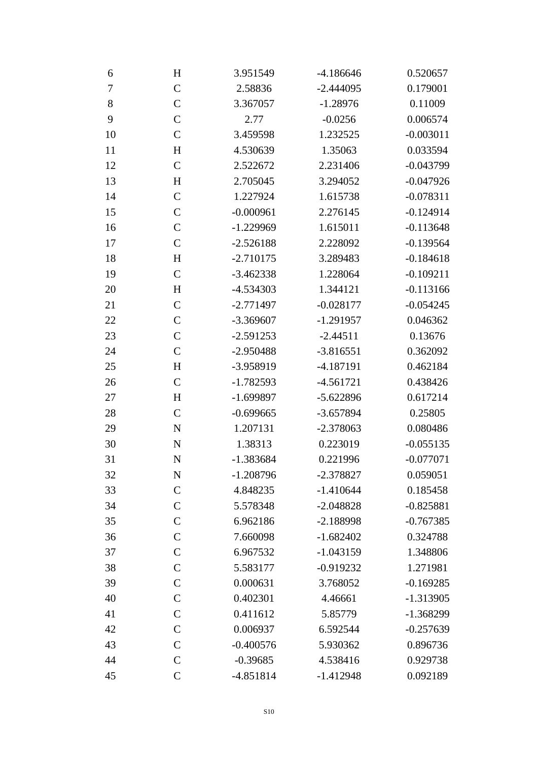| | | | | |
|---|---|---|---|---|
| 6 | H | 3.951549 | -4.186646 | 0.520657 |
| 7 | C | 2.58836 | -2.444095 | 0.179001 |
| 8 | C | 3.367057 | -1.28976 | 0.11009 |
| 9 | C | 2.77 | -0.0256 | 0.006574 |
| 10 | C | 3.459598 | 1.232525 | -0.003011 |
| 11 | H | 4.530639 | 1.35063 | 0.033594 |
| 12 | C | 2.522672 | 2.231406 | -0.043799 |
| 13 | H | 2.705045 | 3.294052 | -0.047926 |
| 14 | C | 1.227924 | 1.615738 | -0.078311 |
| 15 | C | -0.000961 | 2.276145 | -0.124914 |
| 16 | C | -1.229969 | 1.615011 | -0.113648 |
| 17 | C | -2.526188 | 2.228092 | -0.139564 |
| 18 | H | -2.710175 | 3.289483 | -0.184618 |
| 19 | C | -3.462338 | 1.228064 | -0.109211 |
| 20 | H | -4.534303 | 1.344121 | -0.113166 |
| 21 | C | -2.771497 | -0.028177 | -0.054245 |
| 22 | C | -3.369607 | -1.291957 | 0.046362 |
| 23 | C | -2.591253 | -2.44511 | 0.13676 |
| 24 | C | -2.950488 | -3.816551 | 0.362092 |
| 25 | H | -3.958919 | -4.187191 | 0.462184 |
| 26 | C | -1.782593 | -4.561721 | 0.438426 |
| 27 | H | -1.699897 | -5.622896 | 0.617214 |
| 28 | C | -0.699665 | -3.657894 | 0.25805 |
| 29 | N | 1.207131 | -2.378063 | 0.080486 |
| 30 | N | 1.38313 | 0.223019 | -0.055135 |
| 31 | N | -1.383684 | 0.221996 | -0.077071 |
| 32 | N | -1.208796 | -2.378827 | 0.059051 |
| 33 | C | 4.848235 | -1.410644 | 0.185458 |
| 34 | C | 5.578348 | -2.048828 | -0.825881 |
| 35 | C | 6.962186 | -2.188998 | -0.767385 |
| 36 | C | 7.660098 | -1.682402 | 0.324788 |
| 37 | C | 6.967532 | -1.043159 | 1.348806 |
| 38 | C | 5.583177 | -0.919232 | 1.271981 |
| 39 | C | 0.000631 | 3.768052 | -0.169285 |
| 40 | C | 0.402301 | 4.46661 | -1.313905 |
| 41 | C | 0.411612 | 5.85779 | -1.368299 |
| 42 | C | 0.006937 | 6.592544 | -0.257639 |
| 43 | C | -0.400576 | 5.930362 | 0.896736 |
| 44 | C | -0.39685 | 4.538416 | 0.929738 |
| 45 | C | -4.851814 | -1.412948 | 0.092189 |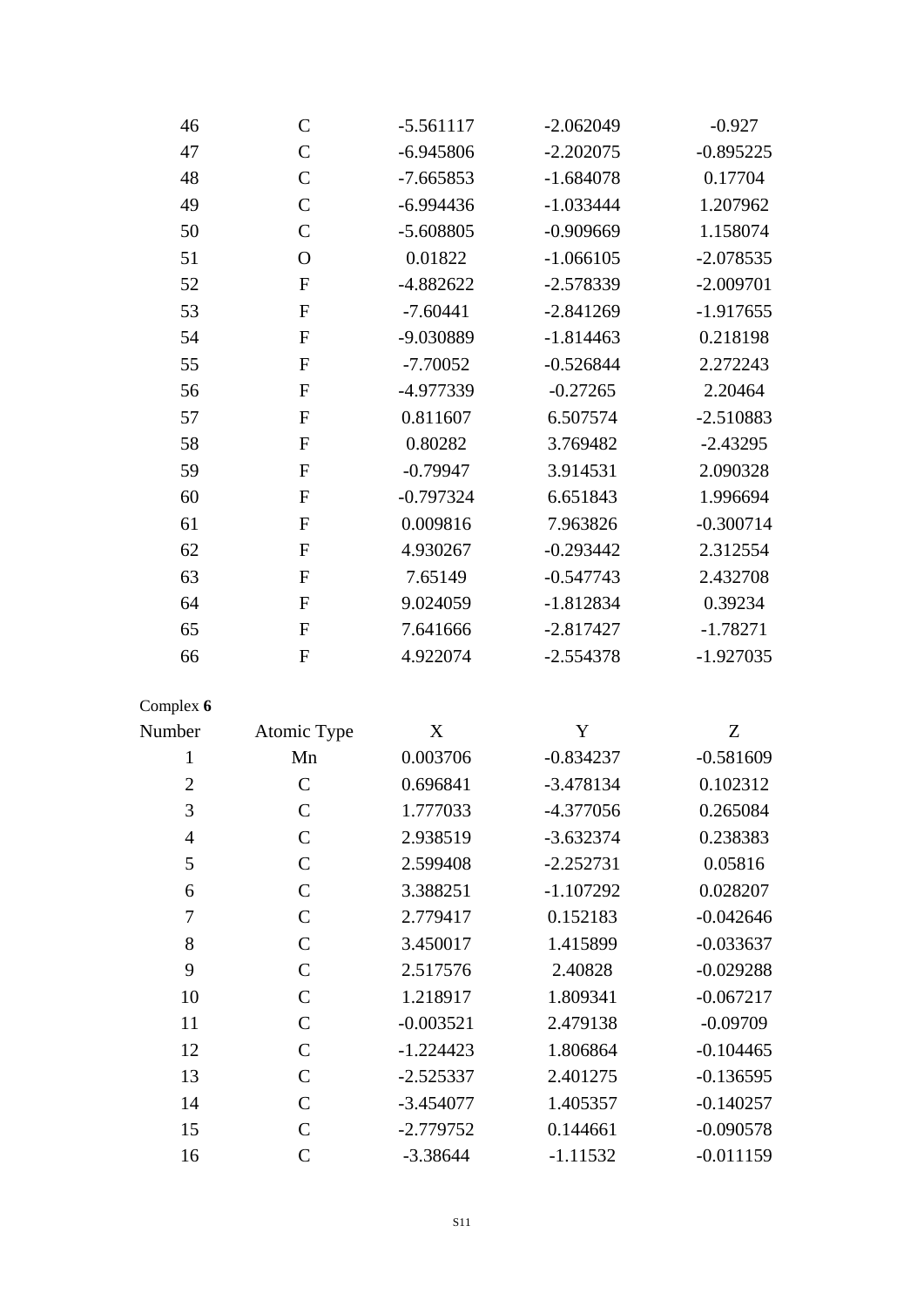| | | | | |
|---|---|---|---|---|
| 46 | C | -5.561117 | -2.062049 | -0.927 |
| 47 | C | -6.945806 | -2.202075 | -0.895225 |
| 48 | C | -7.665853 | -1.684078 | 0.17704 |
| 49 | C | -6.994436 | -1.033444 | 1.207962 |
| 50 | C | -5.608805 | -0.909669 | 1.158074 |
| 51 | O | 0.01822 | -1.066105 | -2.078535 |
| 52 | F | -4.882622 | -2.578339 | -2.009701 |
| 53 | F | -7.60441 | -2.841269 | -1.917655 |
| 54 | F | -9.030889 | -1.814463 | 0.218198 |
| 55 | F | -7.70052 | -0.526844 | 2.272243 |
| 56 | F | -4.977339 | -0.27265 | 2.20464 |
| 57 | F | 0.811607 | 6.507574 | -2.510883 |
| 58 | F | 0.80282 | 3.769482 | -2.43295 |
| 59 | F | -0.79947 | 3.914531 | 2.090328 |
| 60 | F | -0.797324 | 6.651843 | 1.996694 |
| 61 | F | 0.009816 | 7.963826 | -0.300714 |
| 62 | F | 4.930267 | -0.293442 | 2.312554 |
| 63 | F | 7.65149 | -0.547743 | 2.432708 |
| 64 | F | 9.024059 | -1.812834 | 0.39234 |
| 65 | F | 7.641666 | -2.817427 | -1.78271 |
| 66 | F | 4.922074 | -2.554378 | -1.927035 |

Complex **6**

| Number | Atomic Type | X | Y | Z |
|---|---|---|---|---|
| 1 | Mn | 0.003706 | -0.834237 | -0.581609 |
| 2 | C | 0.696841 | -3.478134 | 0.102312 |
| 3 | C | 1.777033 | -4.377056 | 0.265084 |
| 4 | C | 2.938519 | -3.632374 | 0.238383 |
| 5 | C | 2.599408 | -2.252731 | 0.05816 |
| 6 | C | 3.388251 | -1.107292 | 0.028207 |
| 7 | C | 2.779417 | 0.152183 | -0.042646 |
| 8 | C | 3.450017 | 1.415899 | -0.033637 |
| 9 | C | 2.517576 | 2.40828 | -0.029288 |
| 10 | C | 1.218917 | 1.809341 | -0.067217 |
| 11 | C | -0.003521 | 2.479138 | -0.09709 |
| 12 | C | -1.224423 | 1.806864 | -0.104465 |
| 13 | C | -2.525337 | 2.401275 | -0.136595 |
| 14 | C | -3.454077 | 1.405357 | -0.140257 |
| 15 | C | -2.779752 | 0.144661 | -0.090578 |
| 16 | C | -3.38644 | -1.11532 | -0.011159 |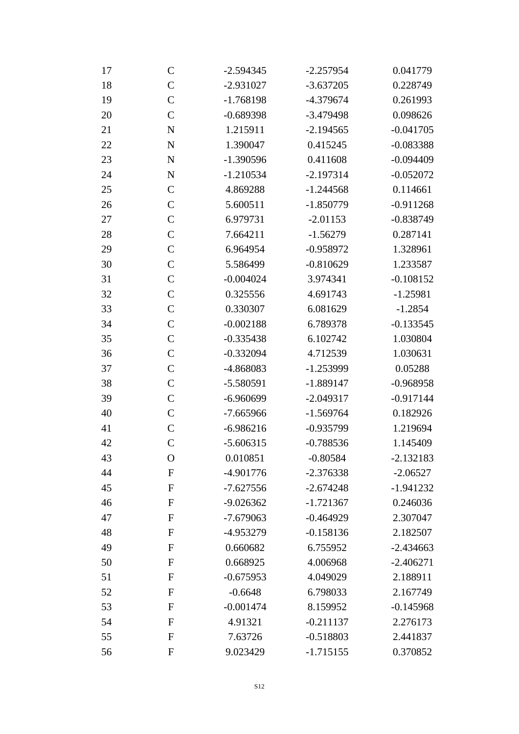| | | | | |
|---|---|---|---|---|
| 17 | C | -2.594345 | -2.257954 | 0.041779 |
| 18 | C | -2.931027 | -3.637205 | 0.228749 |
| 19 | C | -1.768198 | -4.379674 | 0.261993 |
| 20 | C | -0.689398 | -3.479498 | 0.098626 |
| 21 | N | 1.215911 | -2.194565 | -0.041705 |
| 22 | N | 1.390047 | 0.415245 | -0.083388 |
| 23 | N | -1.390596 | 0.411608 | -0.094409 |
| 24 | N | -1.210534 | -2.197314 | -0.052072 |
| 25 | C | 4.869288 | -1.244568 | 0.114661 |
| 26 | C | 5.600511 | -1.850779 | -0.911268 |
| 27 | C | 6.979731 | -2.01153 | -0.838749 |
| 28 | C | 7.664211 | -1.56279 | 0.287141 |
| 29 | C | 6.964954 | -0.958972 | 1.328961 |
| 30 | C | 5.586499 | -0.810629 | 1.233587 |
| 31 | C | -0.004024 | 3.974341 | -0.108152 |
| 32 | C | 0.325556 | 4.691743 | -1.25981 |
| 33 | C | 0.330307 | 6.081629 | -1.2854 |
| 34 | C | -0.002188 | 6.789378 | -0.133545 |
| 35 | C | -0.335438 | 6.102742 | 1.030804 |
| 36 | C | -0.332094 | 4.712539 | 1.030631 |
| 37 | C | -4.868083 | -1.253999 | 0.05288 |
| 38 | C | -5.580591 | -1.889147 | -0.968958 |
| 39 | C | -6.960699 | -2.049317 | -0.917144 |
| 40 | C | -7.665966 | -1.569764 | 0.182926 |
| 41 | C | -6.986216 | -0.935799 | 1.219694 |
| 42 | C | -5.606315 | -0.788536 | 1.145409 |
| 43 | O | 0.010851 | -0.80584 | -2.132183 |
| 44 | F | -4.901776 | -2.376338 | -2.06527 |
| 45 | F | -7.627556 | -2.674248 | -1.941232 |
| 46 | F | -9.026362 | -1.721367 | 0.246036 |
| 47 | F | -7.679063 | -0.464929 | 2.307047 |
| 48 | F | -4.953279 | -0.158136 | 2.182507 |
| 49 | F | 0.660682 | 6.755952 | -2.434663 |
| 50 | F | 0.668925 | 4.006968 | -2.406271 |
| 51 | F | -0.675953 | 4.049029 | 2.188911 |
| 52 | F | -0.6648 | 6.798033 | 2.167749 |
| 53 | F | -0.001474 | 8.159952 | -0.145968 |
| 54 | F | 4.91321 | -0.211137 | 2.276173 |
| 55 | F | 7.63726 | -0.518803 | 2.441837 |
| 56 | F | 9.023429 | -1.715155 | 0.370852 |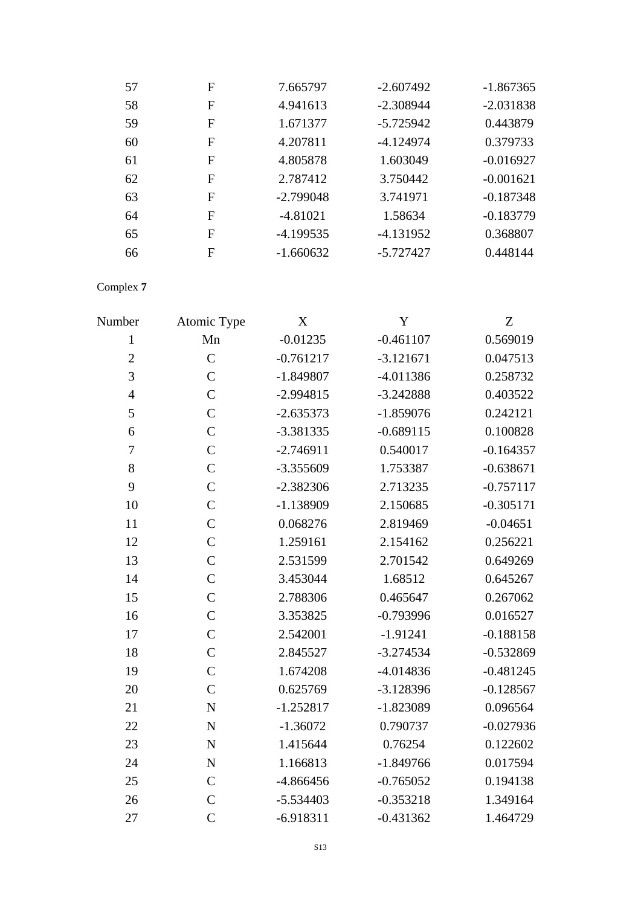| | | | | |
|---|---|---|---|---|
| 57 | F | 7.665797 | -2.607492 | -1.867365 |
| 58 | F | 4.941613 | -2.308944 | -2.031838 |
| 59 | F | 1.671377 | -5.725942 | 0.443879 |
| 60 | F | 4.207811 | -4.124974 | 0.379733 |
| 61 | F | 4.805878 | 1.603049 | -0.016927 |
| 62 | F | 2.787412 | 3.750442 | -0.001621 |
| 63 | F | -2.799048 | 3.741971 | -0.187348 |
| 64 | F | -4.81021 | 1.58634 | -0.183779 |
| 65 | F | -4.199535 | -4.131952 | 0.368807 |
| 66 | F | -1.660632 | -5.727427 | 0.448144 |

Complex **7**

| Number | Atomic Type | X | Y | Z |
|---|---|---|---|---|
| 1 | Mn | -0.01235 | -0.461107 | 0.569019 |
| 2 | C | -0.761217 | -3.121671 | 0.047513 |
| 3 | C | -1.849807 | -4.011386 | 0.258732 |
| 4 | C | -2.994815 | -3.242888 | 0.403522 |
| 5 | C | -2.635373 | -1.859076 | 0.242121 |
| 6 | C | -3.381335 | -0.689115 | 0.100828 |
| 7 | C | -2.746911 | 0.540017 | -0.164357 |
| 8 | C | -3.355609 | 1.753387 | -0.638671 |
| 9 | C | -2.382306 | 2.713235 | -0.757117 |
| 10 | C | -1.138909 | 2.150685 | -0.305171 |
| 11 | C | 0.068276 | 2.819469 | -0.04651 |
| 12 | C | 1.259161 | 2.154162 | 0.256221 |
| 13 | C | 2.531599 | 2.701542 | 0.649269 |
| 14 | C | 3.453044 | 1.68512 | 0.645267 |
| 15 | C | 2.788306 | 0.465647 | 0.267062 |
| 16 | C | 3.353825 | -0.793996 | 0.016527 |
| 17 | C | 2.542001 | -1.91241 | -0.188158 |
| 18 | C | 2.845527 | -3.274534 | -0.532869 |
| 19 | C | 1.674208 | -4.014836 | -0.481245 |
| 20 | C | 0.625769 | -3.128396 | -0.128567 |
| 21 | N | -1.252817 | -1.823089 | 0.096564 |
| 22 | N | -1.36072 | 0.790737 | -0.027936 |
| 23 | N | 1.415644 | 0.76254 | 0.122602 |
| 24 | N | 1.166813 | -1.849766 | 0.017594 |
| 25 | C | -4.866456 | -0.765052 | 0.194138 |
| 26 | C | -5.534403 | -0.353218 | 1.349164 |
| 27 | C | -6.918311 | -0.431362 | 1.464729 |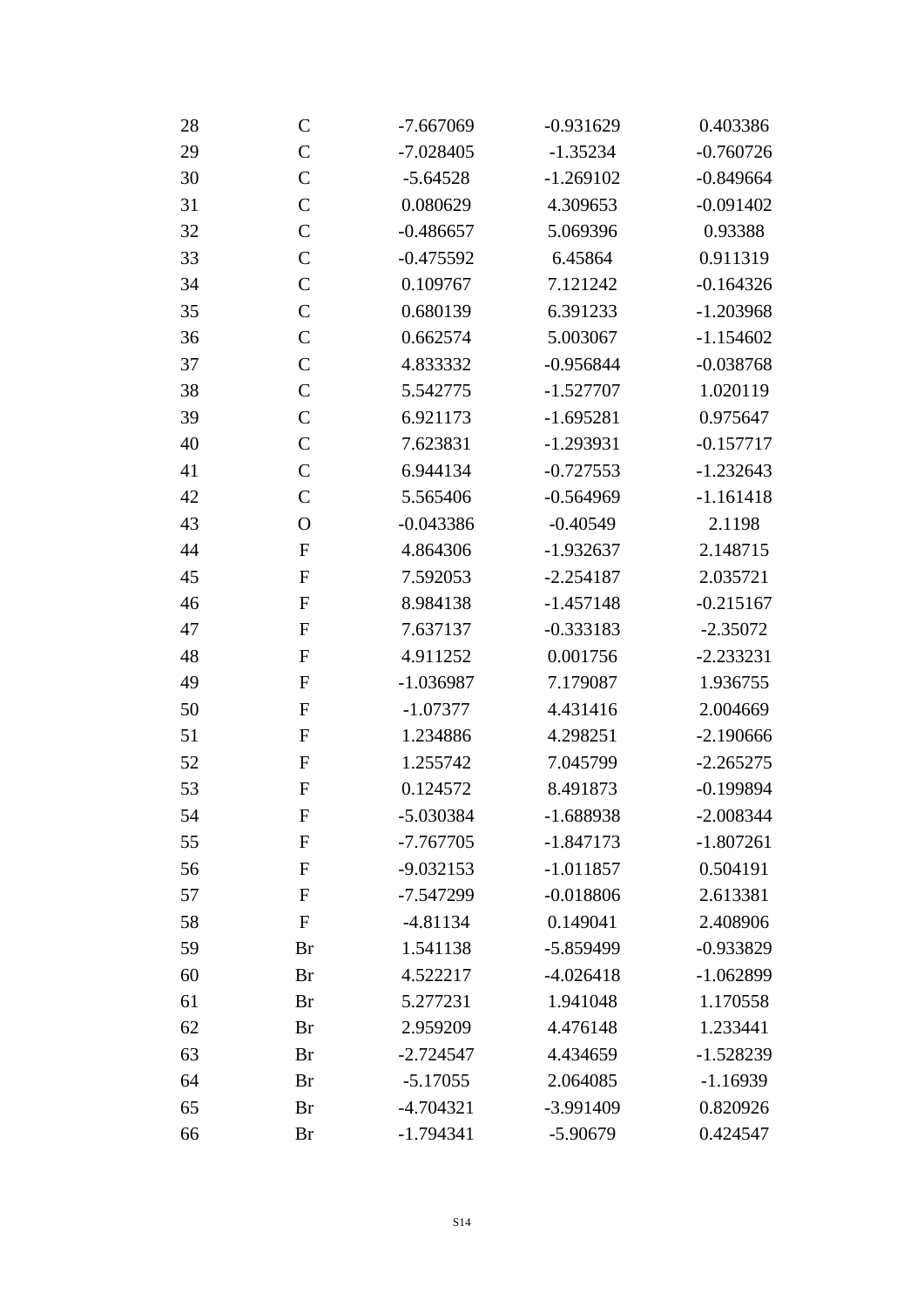| | | | | |
|---|---|---|---|---|
| 28 | C | -7.667069 | -0.931629 | 0.403386 |
| 29 | C | -7.028405 | -1.35234 | -0.760726 |
| 30 | C | -5.64528 | -1.269102 | -0.849664 |
| 31 | C | 0.080629 | 4.309653 | -0.091402 |
| 32 | C | -0.486657 | 5.069396 | 0.93388 |
| 33 | C | -0.475592 | 6.45864 | 0.911319 |
| 34 | C | 0.109767 | 7.121242 | -0.164326 |
| 35 | C | 0.680139 | 6.391233 | -1.203968 |
| 36 | C | 0.662574 | 5.003067 | -1.154602 |
| 37 | C | 4.833332 | -0.956844 | -0.038768 |
| 38 | C | 5.542775 | -1.527707 | 1.020119 |
| 39 | C | 6.921173 | -1.695281 | 0.975647 |
| 40 | C | 7.623831 | -1.293931 | -0.157717 |
| 41 | C | 6.944134 | -0.727553 | -1.232643 |
| 42 | C | 5.565406 | -0.564969 | -1.161418 |
| 43 | O | -0.043386 | -0.40549 | 2.1198 |
| 44 | F | 4.864306 | -1.932637 | 2.148715 |
| 45 | F | 7.592053 | -2.254187 | 2.035721 |
| 46 | F | 8.984138 | -1.457148 | -0.215167 |
| 47 | F | 7.637137 | -0.333183 | -2.35072 |
| 48 | F | 4.911252 | 0.001756 | -2.233231 |
| 49 | F | -1.036987 | 7.179087 | 1.936755 |
| 50 | F | -1.07377 | 4.431416 | 2.004669 |
| 51 | F | 1.234886 | 4.298251 | -2.190666 |
| 52 | F | 1.255742 | 7.045799 | -2.265275 |
| 53 | F | 0.124572 | 8.491873 | -0.199894 |
| 54 | F | -5.030384 | -1.688938 | -2.008344 |
| 55 | F | -7.767705 | -1.847173 | -1.807261 |
| 56 | F | -9.032153 | -1.011857 | 0.504191 |
| 57 | F | -7.547299 | -0.018806 | 2.613381 |
| 58 | F | -4.81134 | 0.149041 | 2.408906 |
| 59 | Br | 1.541138 | -5.859499 | -0.933829 |
| 60 | Br | 4.522217 | -4.026418 | -1.062899 |
| 61 | Br | 5.277231 | 1.941048 | 1.170558 |
| 62 | Br | 2.959209 | 4.476148 | 1.233441 |
| 63 | Br | -2.724547 | 4.434659 | -1.528239 |
| 64 | Br | -5.17055 | 2.064085 | -1.16939 |
| 65 | Br | -4.704321 | -3.991409 | 0.820926 |
| 66 | Br | -1.794341 | -5.90679 | 0.424547 |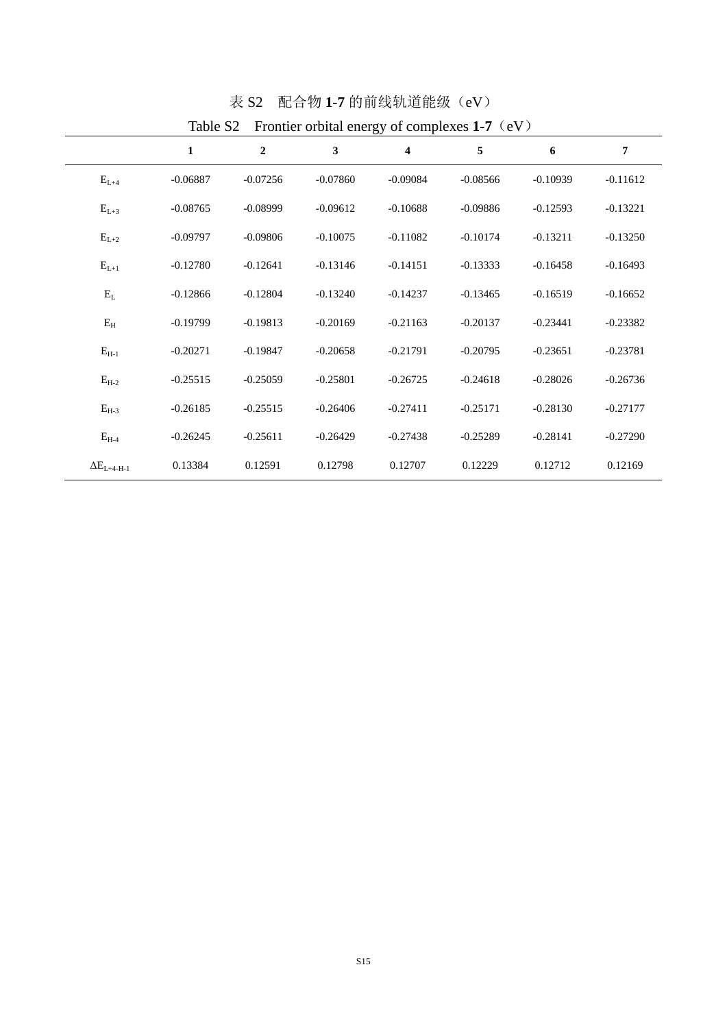表 S2 配合物 **1-7** 的前线轨道能级（eV）

Table S2 Frontier orbital energy of complexes **1-7**（eV）

| | **1** | **2** | **3** | **4** | **5** | **6** | **7** |
|---|---|---|---|---|---|---|---|
| $E_{L+4}$ | -0.06887 | -0.07256 | -0.07860 | -0.09084 | -0.08566 | -0.10939 | -0.11612 |
| $E_{L+3}$ | -0.08765 | -0.08999 | -0.09612 | -0.10688 | -0.09886 | -0.12593 | -0.13221 |
| $E_{L+2}$ | -0.09797 | -0.09806 | -0.10075 | -0.11082 | -0.10174 | -0.13211 | -0.13250 |
| $E_{L+1}$ | -0.12780 | -0.12641 | -0.13146 | -0.14151 | -0.13333 | -0.16458 | -0.16493 |
| $E_{L}$ | -0.12866 | -0.12804 | -0.13240 | -0.14237 | -0.13465 | -0.16519 | -0.16652 |
| $E_{H}$ | -0.19799 | -0.19813 | -0.20169 | -0.21163 | -0.20137 | -0.23441 | -0.23382 |
| $E_{H-1}$ | -0.20271 | -0.19847 | -0.20658 | -0.21791 | -0.20795 | -0.23651 | -0.23781 |
| $E_{H-2}$ | -0.25515 | -0.25059 | -0.25801 | -0.26725 | -0.24618 | -0.28026 | -0.26736 |
| $E_{H-3}$ | -0.26185 | -0.25515 | -0.26406 | -0.27411 | -0.25171 | -0.28130 | -0.27177 |
| $E_{H-4}$ | -0.26245 | -0.25611 | -0.26429 | -0.27438 | -0.25289 | -0.28141 | -0.27290 |
| $\Delta E_{L+4\text{-}H\text{-}1}$ | 0.13384 | 0.12591 | 0.12798 | 0.12707 | 0.12229 | 0.12712 | 0.12169 |